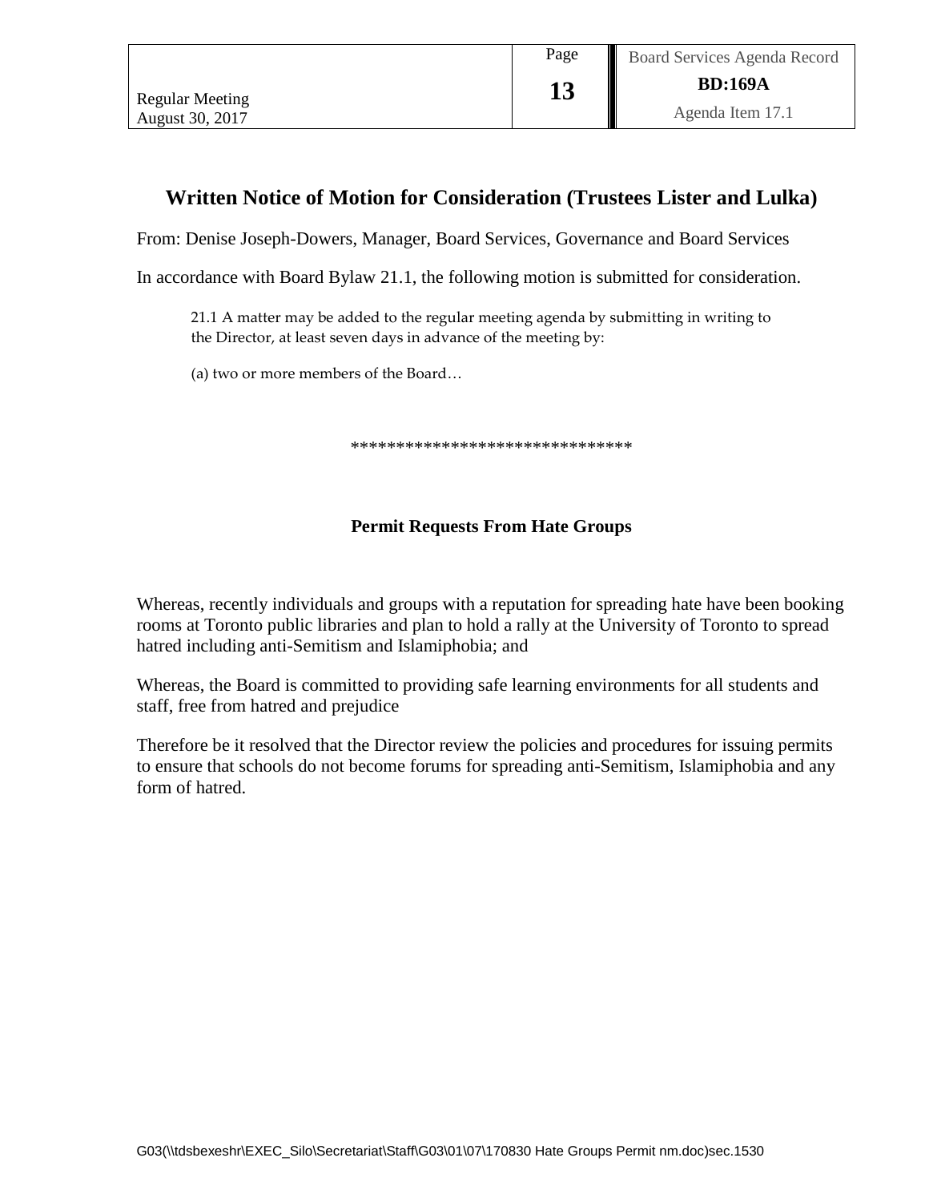# Written Notice of Motion for Consideration (Trustees Lister and Lulka)

From: Denise Joseph-Dowers, Manager, Board Services, Governance and Board Services

In accordance with Board Bylaw 21.1, the following motion is submitted for consideration.

> 21.1 A matter may be added to the regular meeting agenda by submitting in writing to the Director, at least seven days in advance of the meeting by:
>
> (a) two or more members of the Board…

*******************************

## Permit Requests From Hate Groups

Whereas, recently individuals and groups with a reputation for spreading hate have been booking rooms at Toronto public libraries and plan to hold a rally at the University of Toronto to spread hatred including anti-Semitism and Islamiphobia; and

Whereas, the Board is committed to providing safe learning environments for all students and staff, free from hatred and prejudice

Therefore be it resolved that the Director review the policies and procedures for issuing permits to ensure that schools do not become forums for spreading anti-Semitism, Islamiphobia and any form of hatred.